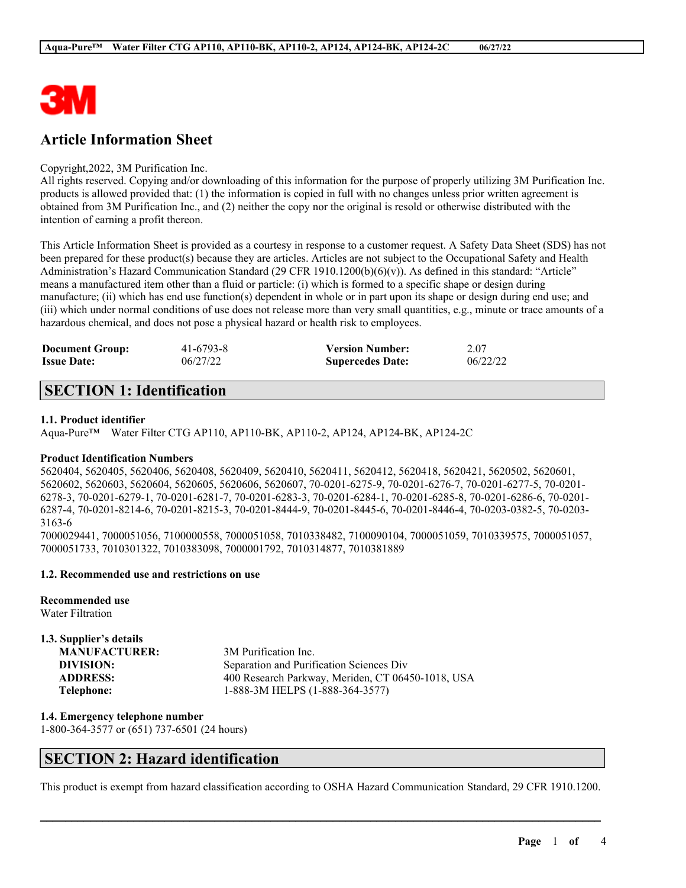# Article Information Sheet

Copyright,2022, 3M Purification Inc.
All rights reserved. Copying and/or downloading of this information for the purpose of properly utilizing 3M Purification Inc. products is allowed provided that: (1) the information is copied in full with no changes unless prior written agreement is obtained from 3M Purification Inc., and (2) neither the copy nor the original is resold or otherwise distributed with the intention of earning a profit thereon.

This Article Information Sheet is provided as a courtesy in response to a customer request. A Safety Data Sheet (SDS) has not been prepared for these product(s) because they are articles. Articles are not subject to the Occupational Safety and Health Administration's Hazard Communication Standard (29 CFR 1910.1200(b)(6)(v)). As defined in this standard: "Article" means a manufactured item other than a fluid or particle: (i) which is formed to a specific shape or design during manufacture; (ii) which has end use function(s) dependent in whole or in part upon its shape or design during end use; and (iii) which under normal conditions of use does not release more than very small quantities, e.g., minute or trace amounts of a hazardous chemical, and does not pose a physical hazard or health risk to employees.

| **Document Group:** | 41-6793-8 | **Version Number:** | 2.07 |
|---|---|---|---|
| **Issue Date:** | 06/27/22 | **Supercedes Date:** | 06/22/22 |

## SECTION 1: Identification

### 1.1. Product identifier

Aqua-Pure™ Water Filter CTG AP110, AP110-BK, AP110-2, AP124, AP124-BK, AP124-2C

**Product Identification Numbers**

5620404, 5620405, 5620406, 5620408, 5620409, 5620410, 5620411, 5620412, 5620418, 5620421, 5620502, 5620601, 5620602, 5620603, 5620604, 5620605, 5620606, 5620607, 70-0201-6275-9, 70-0201-6276-7, 70-0201-6277-5, 70-0201-6278-3, 70-0201-6279-1, 70-0201-6281-7, 70-0201-6283-3, 70-0201-6284-1, 70-0201-6285-8, 70-0201-6286-6, 70-0201-6287-4, 70-0201-8214-6, 70-0201-8215-3, 70-0201-8444-9, 70-0201-8445-6, 70-0201-8446-4, 70-0203-0382-5, 70-0203-3163-6
7000029441, 7000051056, 7100000558, 7000051058, 7010338482, 7100090104, 7000051059, 7010339575, 7000051057, 7000051733, 7010301322, 7010383098, 7000001792, 7010314877, 7010381889

### 1.2. Recommended use and restrictions on use

**Recommended use**

Water Filtration

### 1.3. Supplier's details

| | |
|---|---|
| **MANUFACTURER:** | 3M Purification Inc. |
| **DIVISION:** | Separation and Purification Sciences Div |
| **ADDRESS:** | 400 Research Parkway, Meriden, CT 06450-1018, USA |
| **Telephone:** | 1-888-3M HELPS (1-888-364-3577) |

### 1.4. Emergency telephone number

1-800-364-3577 or (651) 737-6501 (24 hours)

## SECTION 2: Hazard identification

This product is exempt from hazard classification according to OSHA Hazard Communication Standard, 29 CFR 1910.1200.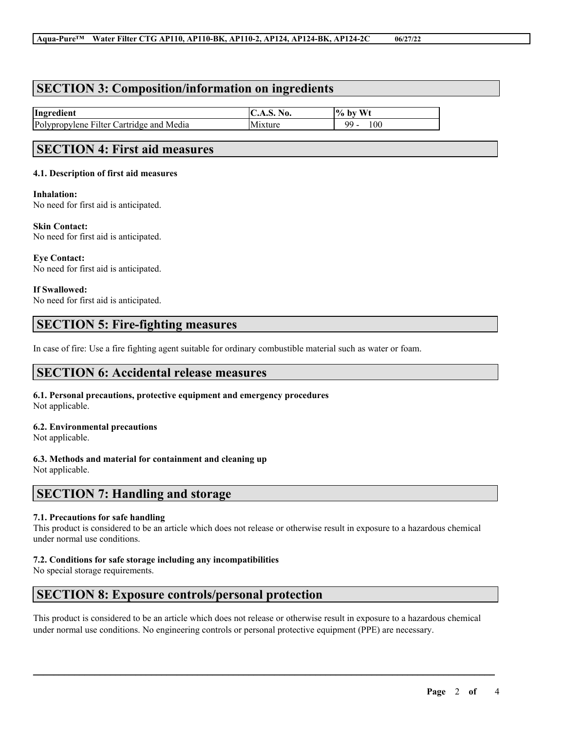## SECTION 3: Composition/information on ingredients

| Ingredient | C.A.S. No. | % by Wt |
| --- | --- | --- |
| Polypropylene Filter Cartridge and Media | Mixture | 99 - 100 |

## SECTION 4: First aid measures

### 4.1. Description of first aid measures

**Inhalation:**
No need for first aid is anticipated.

**Skin Contact:**
No need for first aid is anticipated.

**Eye Contact:**
No need for first aid is anticipated.

**If Swallowed:**
No need for first aid is anticipated.

## SECTION 5: Fire-fighting measures

In case of fire: Use a fire fighting agent suitable for ordinary combustible material such as water or foam.

## SECTION 6: Accidental release measures

### 6.1. Personal precautions, protective equipment and emergency procedures
Not applicable.

### 6.2. Environmental precautions
Not applicable.

### 6.3. Methods and material for containment and cleaning up
Not applicable.

## SECTION 7: Handling and storage

### 7.1. Precautions for safe handling
This product is considered to be an article which does not release or otherwise result in exposure to a hazardous chemical under normal use conditions.

### 7.2. Conditions for safe storage including any incompatibilities
No special storage requirements.

## SECTION 8: Exposure controls/personal protection

This product is considered to be an article which does not release or otherwise result in exposure to a hazardous chemical under normal use conditions. No engineering controls or personal protective equipment (PPE) are necessary.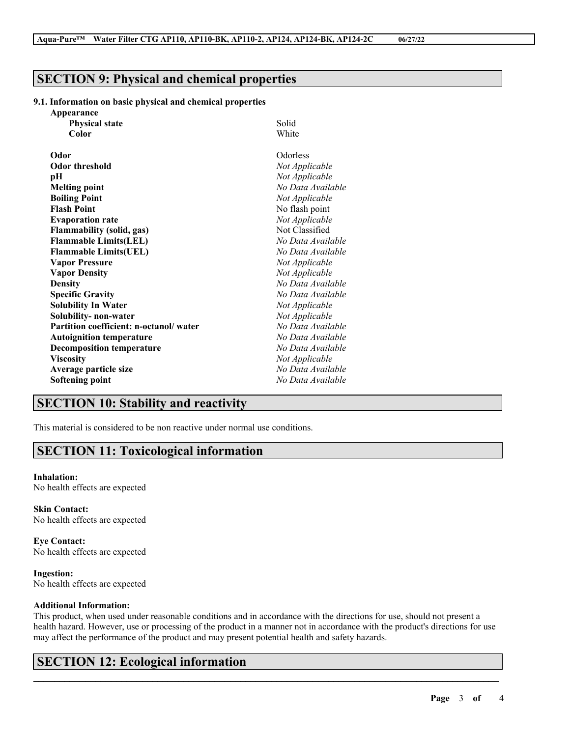## SECTION 9: Physical and chemical properties

### 9.1. Information on basic physical and chemical properties

**Appearance**

| | |
|---|---|
| **Physical state** | Solid |
| **Color** | White |
| **Odor** | Odorless |
| **Odor threshold** | *Not Applicable* |
| **pH** | *Not Applicable* |
| **Melting point** | *No Data Available* |
| **Boiling Point** | *Not Applicable* |
| **Flash Point** | No flash point |
| **Evaporation rate** | *Not Applicable* |
| **Flammability (solid, gas)** | Not Classified |
| **Flammable Limits(LEL)** | *No Data Available* |
| **Flammable Limits(UEL)** | *No Data Available* |
| **Vapor Pressure** | *Not Applicable* |
| **Vapor Density** | *Not Applicable* |
| **Density** | *No Data Available* |
| **Specific Gravity** | *No Data Available* |
| **Solubility In Water** | *Not Applicable* |
| **Solubility- non-water** | *Not Applicable* |
| **Partition coefficient: n-octanol/ water** | *No Data Available* |
| **Autoignition temperature** | *No Data Available* |
| **Decomposition temperature** | *No Data Available* |
| **Viscosity** | *Not Applicable* |
| **Average particle size** | *No Data Available* |
| **Softening point** | *No Data Available* |

## SECTION 10: Stability and reactivity

This material is considered to be non reactive under normal use conditions.

## SECTION 11: Toxicological information

**Inhalation:**
No health effects are expected

**Skin Contact:**
No health effects are expected

**Eye Contact:**
No health effects are expected

**Ingestion:**
No health effects are expected

**Additional Information:**
This product, when used under reasonable conditions and in accordance with the directions for use, should not present a health hazard. However, use or processing of the product in a manner not in accordance with the product's directions for use may affect the performance of the product and may present potential health and safety hazards.

## SECTION 12: Ecological information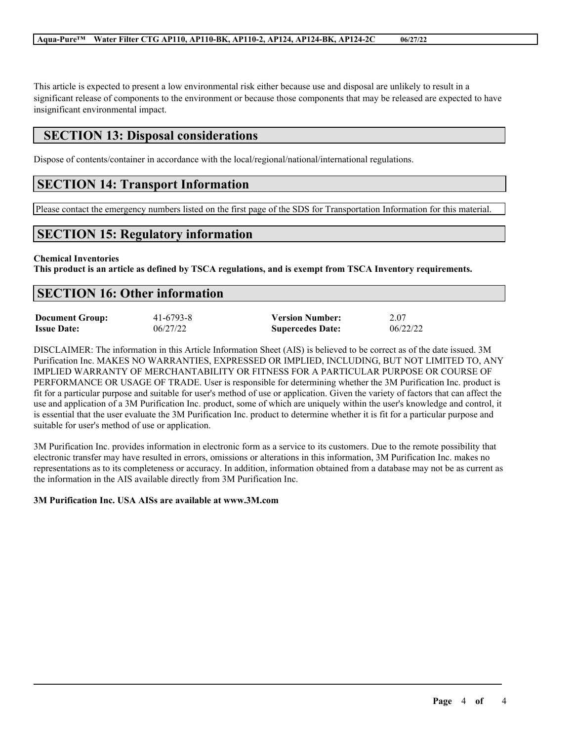This article is expected to present a low environmental risk either because use and disposal are unlikely to result in a significant release of components to the environment or because those components that may be released are expected to have insignificant environmental impact.

## SECTION 13: Disposal considerations

Dispose of contents/container in accordance with the local/regional/national/international regulations.

## SECTION 14: Transport Information

Please contact the emergency numbers listed on the first page of the SDS for Transportation Information for this material.

## SECTION 15: Regulatory information

**Chemical Inventories**
**This product is an article as defined by TSCA regulations, and is exempt from TSCA Inventory requirements.**

## SECTION 16: Other information

| | | | |
|---|---|---|---|
| **Document Group:** | 41-6793-8 | **Version Number:** | 2.07 |
| **Issue Date:** | 06/27/22 | **Supercedes Date:** | 06/22/22 |

DISCLAIMER: The information in this Article Information Sheet (AIS) is believed to be correct as of the date issued. 3M Purification Inc. MAKES NO WARRANTIES, EXPRESSED OR IMPLIED, INCLUDING, BUT NOT LIMITED TO, ANY IMPLIED WARRANTY OF MERCHANTABILITY OR FITNESS FOR A PARTICULAR PURPOSE OR COURSE OF PERFORMANCE OR USAGE OF TRADE. User is responsible for determining whether the 3M Purification Inc. product is fit for a particular purpose and suitable for user's method of use or application. Given the variety of factors that can affect the use and application of a 3M Purification Inc. product, some of which are uniquely within the user's knowledge and control, it is essential that the user evaluate the 3M Purification Inc. product to determine whether it is fit for a particular purpose and suitable for user's method of use or application.

3M Purification Inc. provides information in electronic form as a service to its customers. Due to the remote possibility that electronic transfer may have resulted in errors, omissions or alterations in this information, 3M Purification Inc. makes no representations as to its completeness or accuracy. In addition, information obtained from a database may not be as current as the information in the AIS available directly from 3M Purification Inc.

**3M Purification Inc. USA AISs are available at www.3M.com**